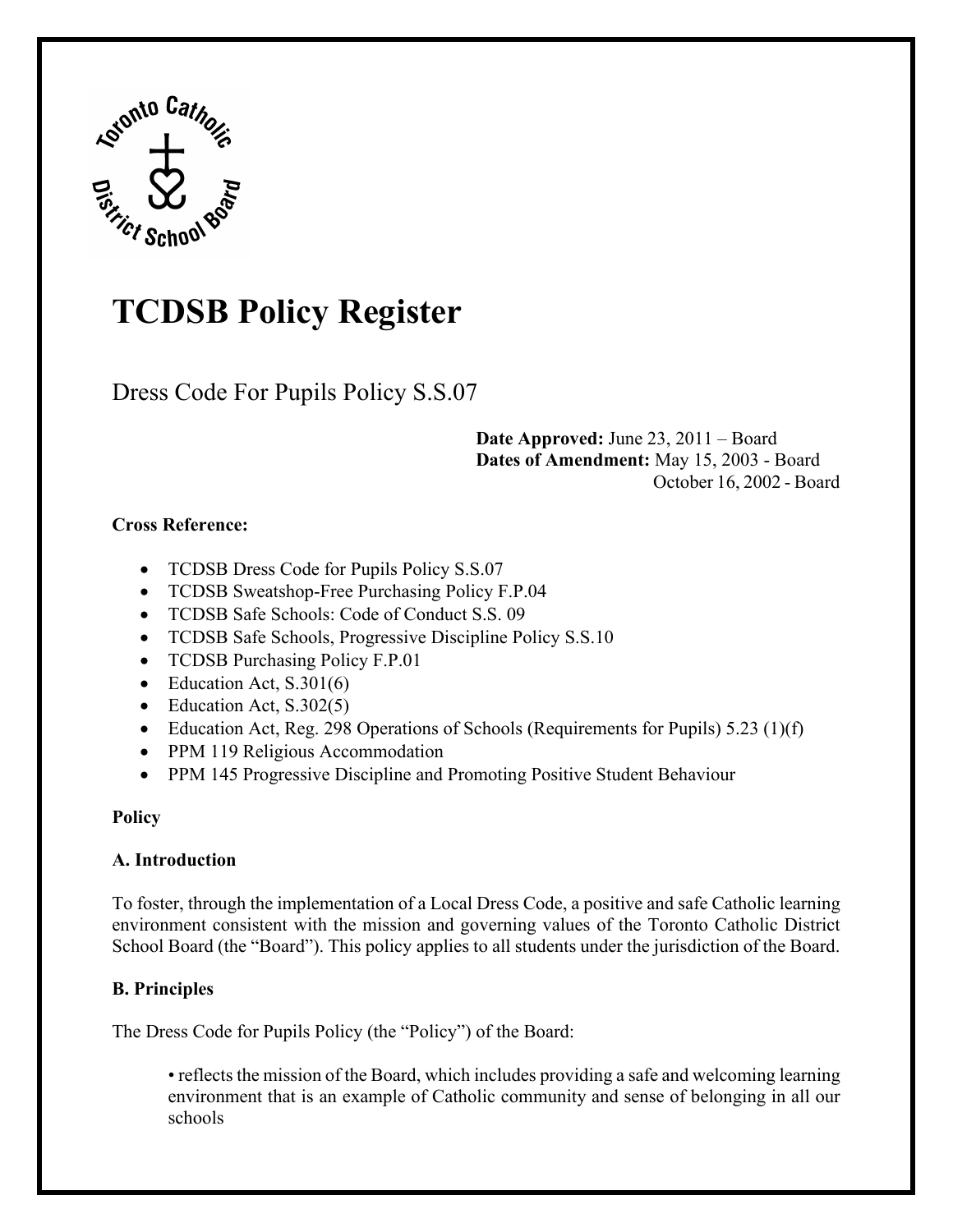# TCDSB Policy Register

Dress Code For Pupils Policy S.S.07

**Date Approved:** June 23, 2011 – Board
**Dates of Amendment:** May 15, 2003 - Board
October 16, 2002 - Board

**Cross Reference:**

- TCDSB Dress Code for Pupils Policy S.S.07
- TCDSB Sweatshop-Free Purchasing Policy F.P.04
- TCDSB Safe Schools: Code of Conduct S.S. 09
- TCDSB Safe Schools, Progressive Discipline Policy S.S.10
- TCDSB Purchasing Policy F.P.01
- Education Act, S.301(6)
- Education Act, S.302(5)
- Education Act, Reg. 298 Operations of Schools (Requirements for Pupils) 5.23 (1)(f)
- PPM 119 Religious Accommodation
- PPM 145 Progressive Discipline and Promoting Positive Student Behaviour

**Policy**

**A. Introduction**

To foster, through the implementation of a Local Dress Code, a positive and safe Catholic learning environment consistent with the mission and governing values of the Toronto Catholic District School Board (the "Board"). This policy applies to all students under the jurisdiction of the Board.

**B. Principles**

The Dress Code for Pupils Policy (the "Policy") of the Board:

- reflects the mission of the Board, which includes providing a safe and welcoming learning environment that is an example of Catholic community and sense of belonging in all our schools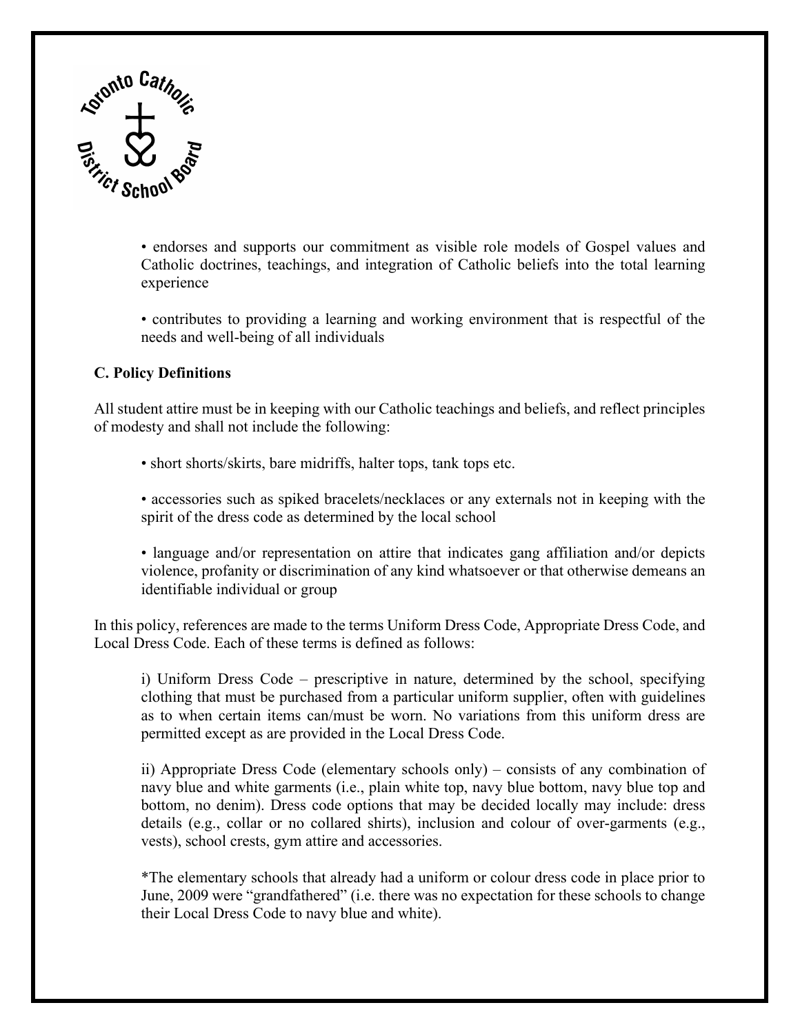• endorses and supports our commitment as visible role models of Gospel values and Catholic doctrines, teachings, and integration of Catholic beliefs into the total learning experience

• contributes to providing a learning and working environment that is respectful of the needs and well-being of all individuals

**C. Policy Definitions**

All student attire must be in keeping with our Catholic teachings and beliefs, and reflect principles of modesty and shall not include the following:

• short shorts/skirts, bare midriffs, halter tops, tank tops etc.

• accessories such as spiked bracelets/necklaces or any externals not in keeping with the spirit of the dress code as determined by the local school

• language and/or representation on attire that indicates gang affiliation and/or depicts violence, profanity or discrimination of any kind whatsoever or that otherwise demeans an identifiable individual or group

In this policy, references are made to the terms Uniform Dress Code, Appropriate Dress Code, and Local Dress Code. Each of these terms is defined as follows:

i) Uniform Dress Code – prescriptive in nature, determined by the school, specifying clothing that must be purchased from a particular uniform supplier, often with guidelines as to when certain items can/must be worn. No variations from this uniform dress are permitted except as are provided in the Local Dress Code.

ii) Appropriate Dress Code (elementary schools only) – consists of any combination of navy blue and white garments (i.e., plain white top, navy blue bottom, navy blue top and bottom, no denim). Dress code options that may be decided locally may include: dress details (e.g., collar or no collared shirts), inclusion and colour of over-garments (e.g., vests), school crests, gym attire and accessories.

*The elementary schools that already had a uniform or colour dress code in place prior to June, 2009 were "grandfathered" (i.e. there was no expectation for these schools to change their Local Dress Code to navy blue and white).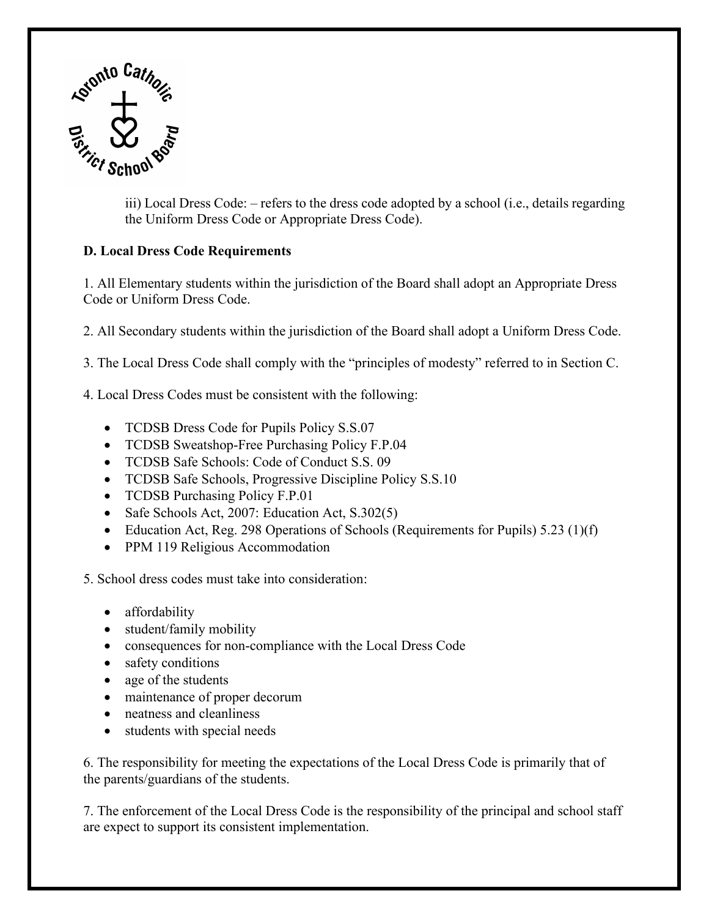iii) Local Dress Code: – refers to the dress code adopted by a school (i.e., details regarding the Uniform Dress Code or Appropriate Dress Code).

**D. Local Dress Code Requirements**

1. All Elementary students within the jurisdiction of the Board shall adopt an Appropriate Dress Code or Uniform Dress Code.

2. All Secondary students within the jurisdiction of the Board shall adopt a Uniform Dress Code.

3. The Local Dress Code shall comply with the "principles of modesty" referred to in Section C.

4. Local Dress Codes must be consistent with the following:

- TCDSB Dress Code for Pupils Policy S.S.07
- TCDSB Sweatshop-Free Purchasing Policy F.P.04
- TCDSB Safe Schools: Code of Conduct S.S. 09
- TCDSB Safe Schools, Progressive Discipline Policy S.S.10
- TCDSB Purchasing Policy F.P.01
- Safe Schools Act, 2007: Education Act, S.302(5)
- Education Act, Reg. 298 Operations of Schools (Requirements for Pupils) 5.23 (1)(f)
- PPM 119 Religious Accommodation

5. School dress codes must take into consideration:

- affordability
- student/family mobility
- consequences for non-compliance with the Local Dress Code
- safety conditions
- age of the students
- maintenance of proper decorum
- neatness and cleanliness
- students with special needs

6. The responsibility for meeting the expectations of the Local Dress Code is primarily that of the parents/guardians of the students.

7. The enforcement of the Local Dress Code is the responsibility of the principal and school staff are expect to support its consistent implementation.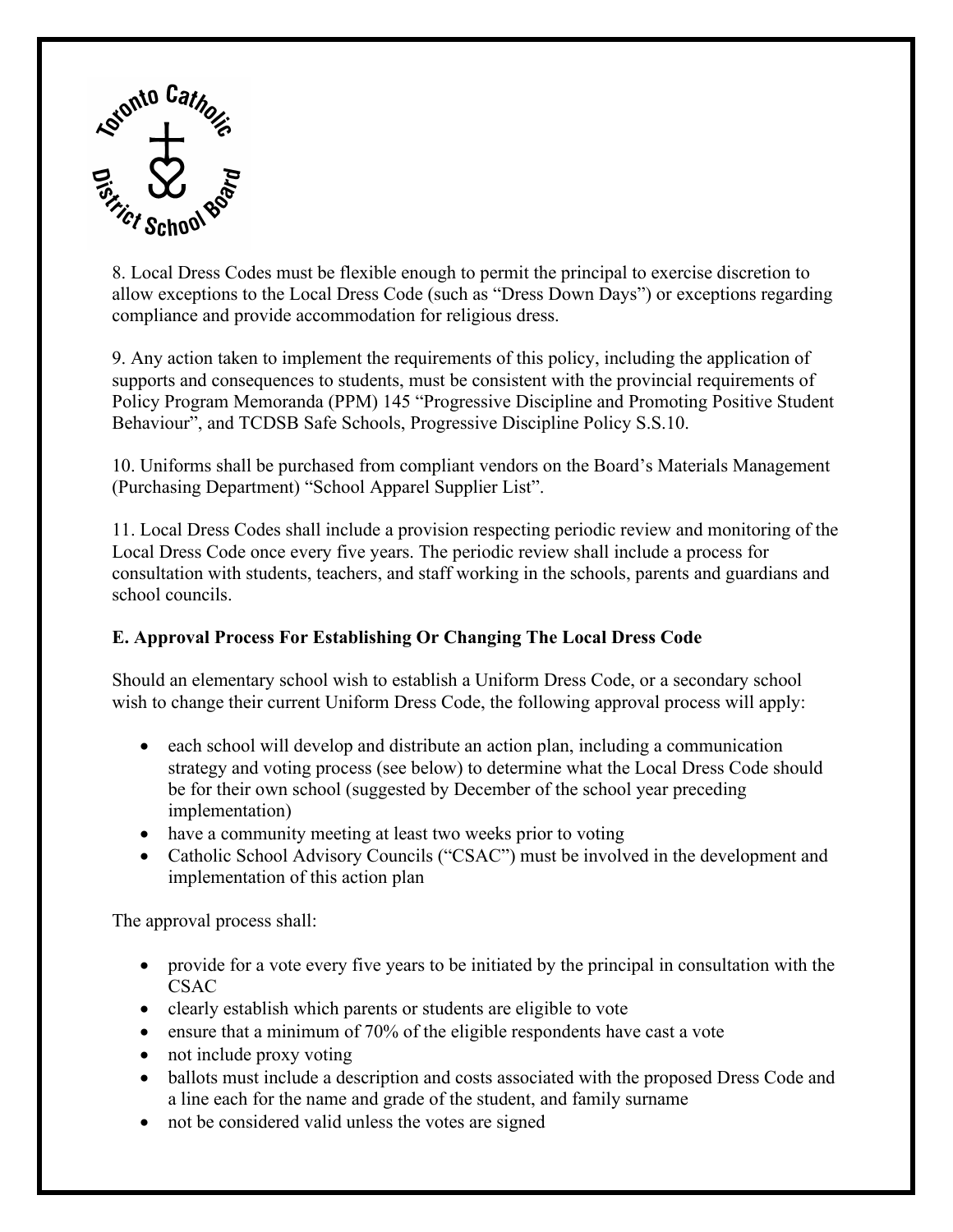8. Local Dress Codes must be flexible enough to permit the principal to exercise discretion to allow exceptions to the Local Dress Code (such as "Dress Down Days") or exceptions regarding compliance and provide accommodation for religious dress.

9. Any action taken to implement the requirements of this policy, including the application of supports and consequences to students, must be consistent with the provincial requirements of Policy Program Memoranda (PPM) 145 "Progressive Discipline and Promoting Positive Student Behaviour", and TCDSB Safe Schools, Progressive Discipline Policy S.S.10.

10. Uniforms shall be purchased from compliant vendors on the Board's Materials Management (Purchasing Department) "School Apparel Supplier List".

11. Local Dress Codes shall include a provision respecting periodic review and monitoring of the Local Dress Code once every five years. The periodic review shall include a process for consultation with students, teachers, and staff working in the schools, parents and guardians and school councils.

**E. Approval Process For Establishing Or Changing The Local Dress Code**

Should an elementary school wish to establish a Uniform Dress Code, or a secondary school wish to change their current Uniform Dress Code, the following approval process will apply:

- each school will develop and distribute an action plan, including a communication strategy and voting process (see below) to determine what the Local Dress Code should be for their own school (suggested by December of the school year preceding implementation)
- have a community meeting at least two weeks prior to voting
- Catholic School Advisory Councils ("CSAC") must be involved in the development and implementation of this action plan

The approval process shall:

- provide for a vote every five years to be initiated by the principal in consultation with the CSAC
- clearly establish which parents or students are eligible to vote
- ensure that a minimum of 70% of the eligible respondents have cast a vote
- not include proxy voting
- ballots must include a description and costs associated with the proposed Dress Code and a line each for the name and grade of the student, and family surname
- not be considered valid unless the votes are signed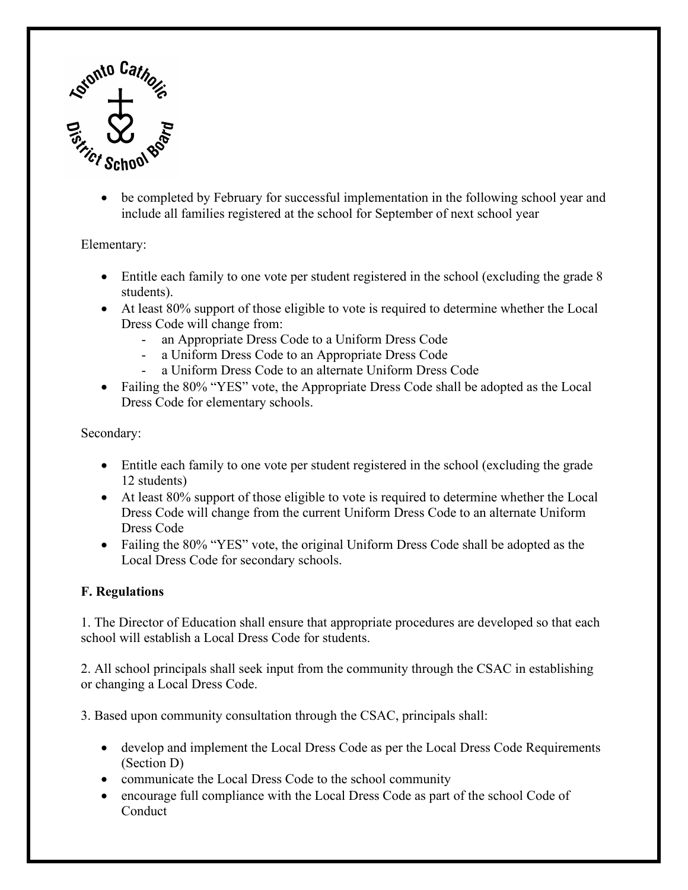- be completed by February for successful implementation in the following school year and include all families registered at the school for September of next school year

Elementary:

- Entitle each family to one vote per student registered in the school (excluding the grade 8 students).
- At least 80% support of those eligible to vote is required to determine whether the Local Dress Code will change from:
  - an Appropriate Dress Code to a Uniform Dress Code
  - a Uniform Dress Code to an Appropriate Dress Code
  - a Uniform Dress Code to an alternate Uniform Dress Code
- Failing the 80% "YES" vote, the Appropriate Dress Code shall be adopted as the Local Dress Code for elementary schools.

Secondary:

- Entitle each family to one vote per student registered in the school (excluding the grade 12 students)
- At least 80% support of those eligible to vote is required to determine whether the Local Dress Code will change from the current Uniform Dress Code to an alternate Uniform Dress Code
- Failing the 80% "YES" vote, the original Uniform Dress Code shall be adopted as the Local Dress Code for secondary schools.

**F. Regulations**

1. The Director of Education shall ensure that appropriate procedures are developed so that each school will establish a Local Dress Code for students.

2. All school principals shall seek input from the community through the CSAC in establishing or changing a Local Dress Code.

3. Based upon community consultation through the CSAC, principals shall:

- develop and implement the Local Dress Code as per the Local Dress Code Requirements (Section D)
- communicate the Local Dress Code to the school community
- encourage full compliance with the Local Dress Code as part of the school Code of Conduct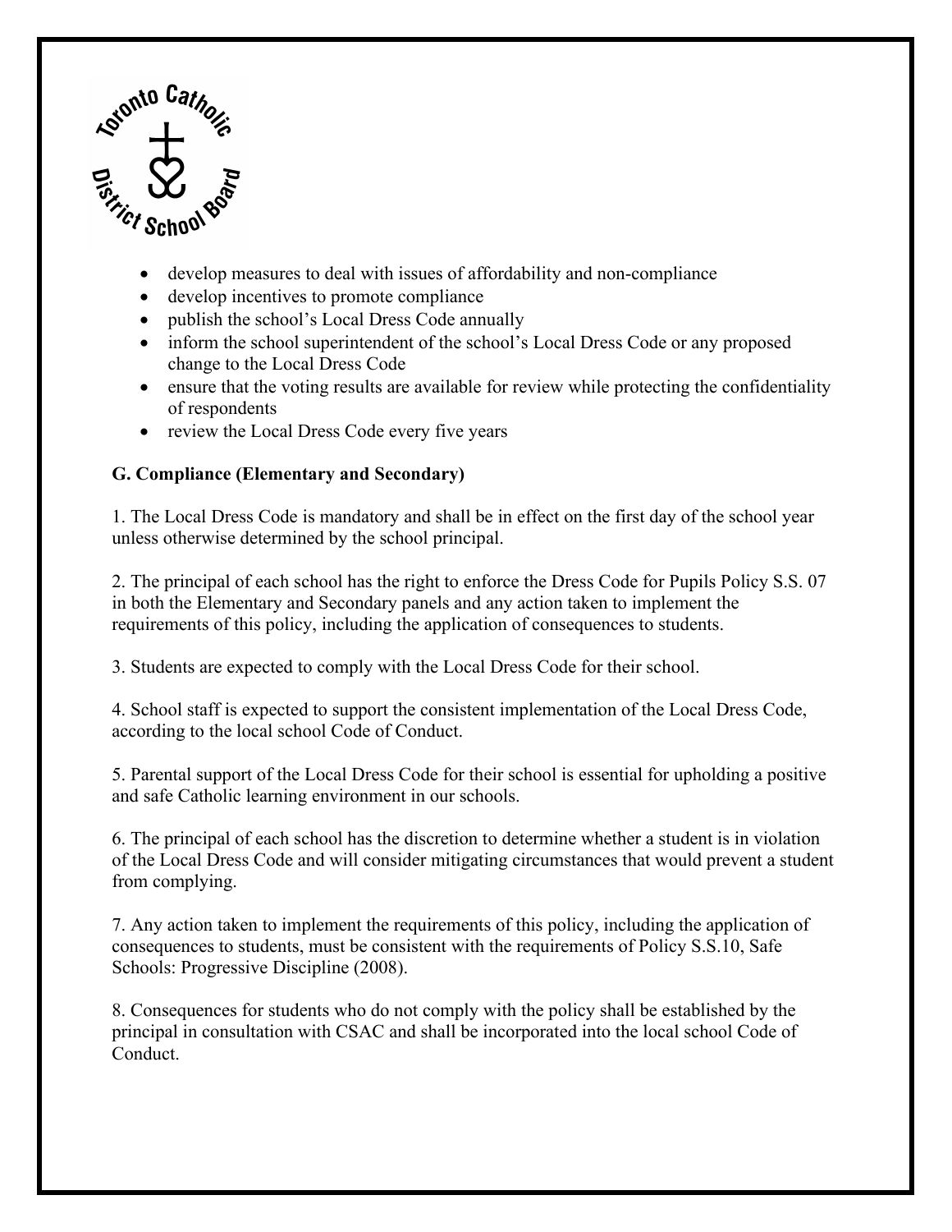- develop measures to deal with issues of affordability and non-compliance
- develop incentives to promote compliance
- publish the school's Local Dress Code annually
- inform the school superintendent of the school's Local Dress Code or any proposed change to the Local Dress Code
- ensure that the voting results are available for review while protecting the confidentiality of respondents
- review the Local Dress Code every five years

**G. Compliance (Elementary and Secondary)**

1. The Local Dress Code is mandatory and shall be in effect on the first day of the school year unless otherwise determined by the school principal.

2. The principal of each school has the right to enforce the Dress Code for Pupils Policy S.S. 07 in both the Elementary and Secondary panels and any action taken to implement the requirements of this policy, including the application of consequences to students.

3. Students are expected to comply with the Local Dress Code for their school.

4. School staff is expected to support the consistent implementation of the Local Dress Code, according to the local school Code of Conduct.

5. Parental support of the Local Dress Code for their school is essential for upholding a positive and safe Catholic learning environment in our schools.

6. The principal of each school has the discretion to determine whether a student is in violation of the Local Dress Code and will consider mitigating circumstances that would prevent a student from complying.

7. Any action taken to implement the requirements of this policy, including the application of consequences to students, must be consistent with the requirements of Policy S.S.10, Safe Schools: Progressive Discipline (2008).

8. Consequences for students who do not comply with the policy shall be established by the principal in consultation with CSAC and shall be incorporated into the local school Code of Conduct.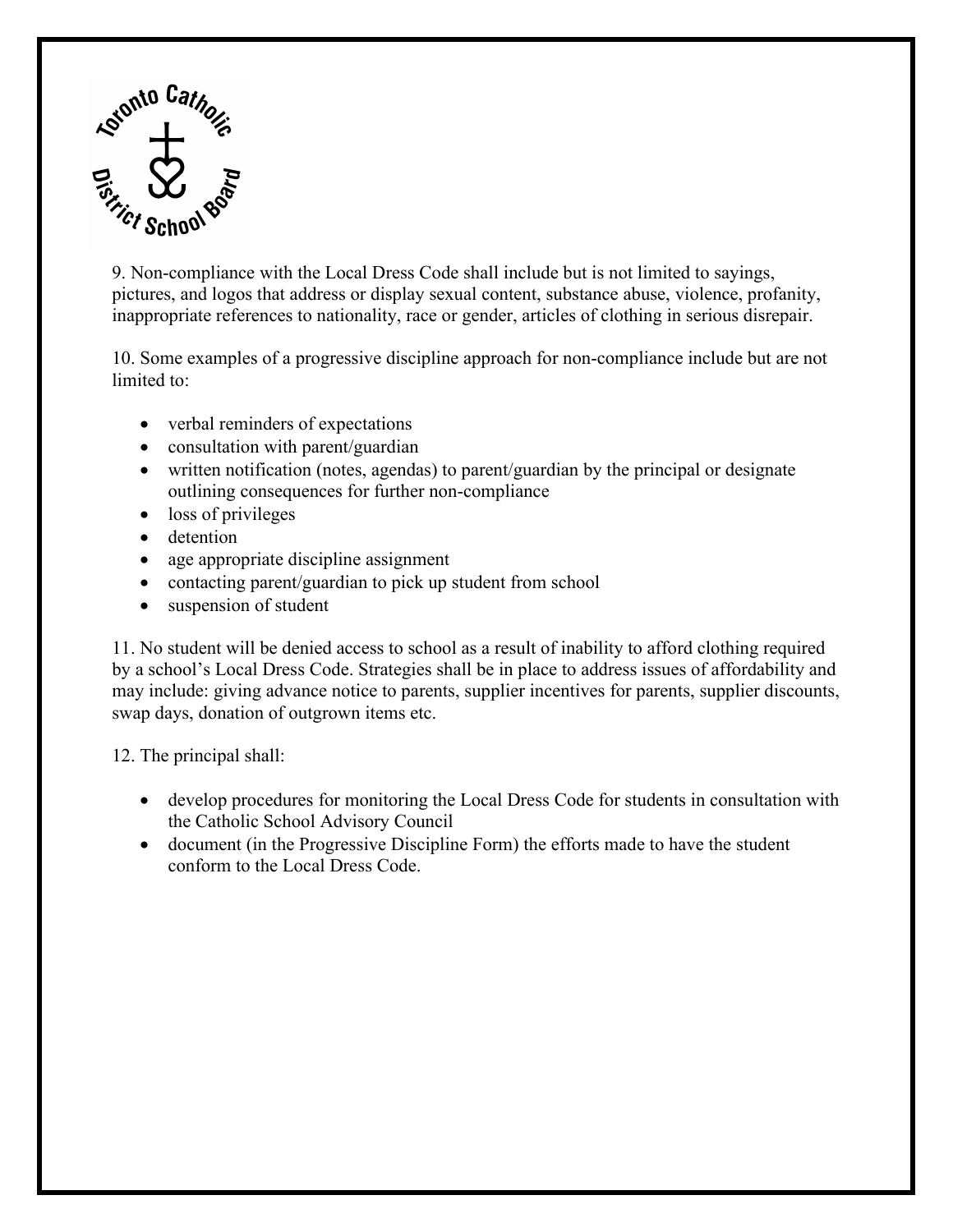9. Non-compliance with the Local Dress Code shall include but is not limited to sayings, pictures, and logos that address or display sexual content, substance abuse, violence, profanity, inappropriate references to nationality, race or gender, articles of clothing in serious disrepair.

10. Some examples of a progressive discipline approach for non-compliance include but are not limited to:

- verbal reminders of expectations
- consultation with parent/guardian
- written notification (notes, agendas) to parent/guardian by the principal or designate outlining consequences for further non-compliance
- loss of privileges
- detention
- age appropriate discipline assignment
- contacting parent/guardian to pick up student from school
- suspension of student

11. No student will be denied access to school as a result of inability to afford clothing required by a school's Local Dress Code. Strategies shall be in place to address issues of affordability and may include: giving advance notice to parents, supplier incentives for parents, supplier discounts, swap days, donation of outgrown items etc.

12. The principal shall:

- develop procedures for monitoring the Local Dress Code for students in consultation with the Catholic School Advisory Council
- document (in the Progressive Discipline Form) the efforts made to have the student conform to the Local Dress Code.